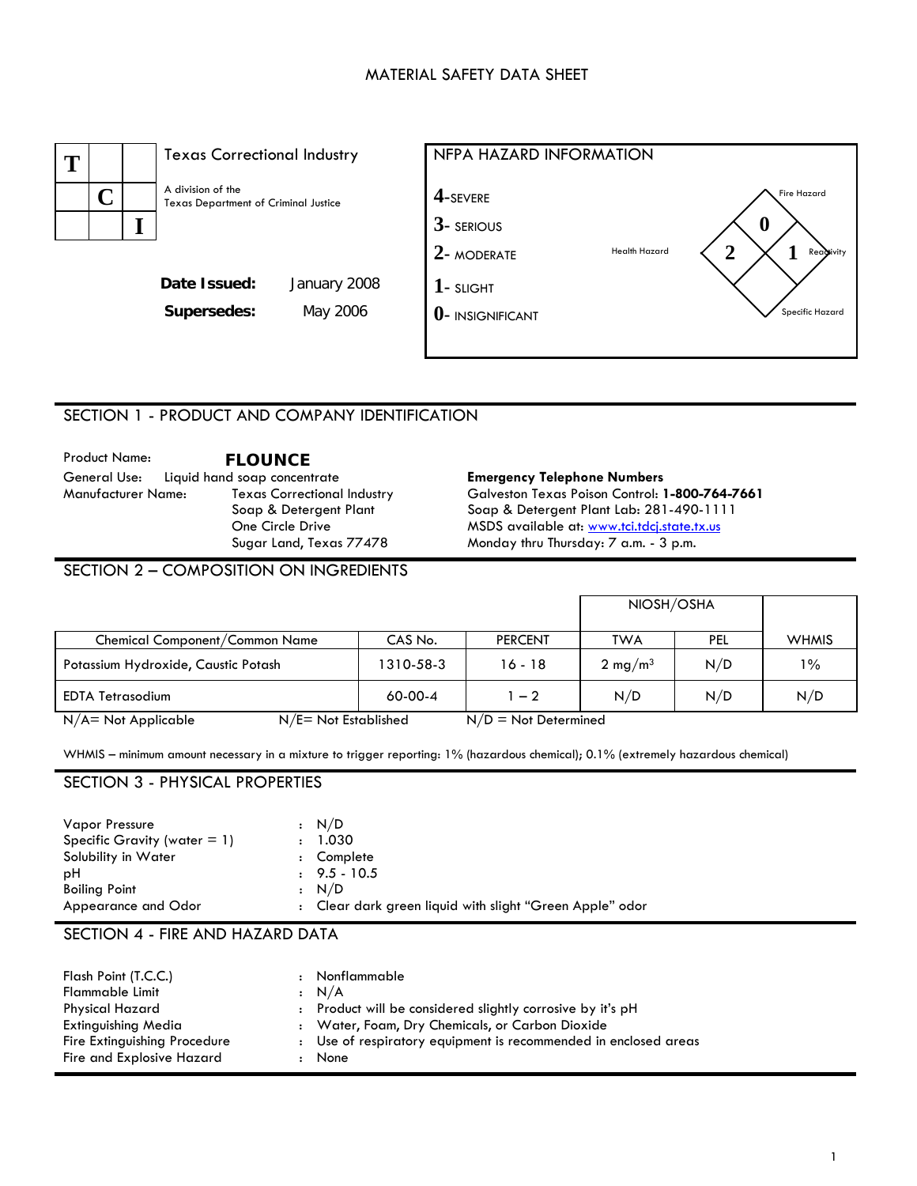# MATERIAL SAFETY DATA SHEET

**T C I**

Texas Correctional Industry

A division of the Texas Department of Criminal Justice

**Date Issued:** January 2008

**Supersedes:** May 2006

## NFPA HAZARD INFORMATION

**4**-SEVERE
**3**- SERIOUS
**2**- MODERATE
**1**- SLIGHT
**0**- INSIGNIFICANT

Fire Hazard: 0
Health Hazard: 2
Reactivity: 1
Specific Hazard:

## SECTION 1 - PRODUCT AND COMPANY IDENTIFICATION

Product Name: **FLOUNCE**

General Use: Liquid hand soap concentrate

Manufacturer Name: Texas Correctional Industry
Soap & Detergent Plant
One Circle Drive
Sugar Land, Texas 77478

**Emergency Telephone Numbers**

Galveston Texas Poison Control: **1-800-764-7661**

Soap & Detergent Plant Lab: 281-490-1111

MSDS available at: www.tci.tdcj.state.tx.us

Monday thru Thursday: 7 a.m. - 3 p.m.

## SECTION 2 – COMPOSITION ON INGREDIENTS

| | | | NIOSH/OSHA | | |
|---|---|---|---|---|---|
| Chemical Component/Common Name | CAS No. | PERCENT | TWA | PEL | WHMIS |
| Potassium Hydroxide, Caustic Potash | 1310-58-3 | 16 - 18 | 2 mg/m³ | N/D | 1% |
| EDTA Tetrasodium | 60-00-4 | 1 – 2 | N/D | N/D | N/D |

N/A= Not Applicable N/E= Not Established N/D = Not Determined

WHMIS – minimum amount necessary in a mixture to trigger reporting: 1% (hazardous chemical); 0.1% (extremely hazardous chemical)

## SECTION 3 - PHYSICAL PROPERTIES

| | | |
|---|---|---|
| Vapor Pressure | : | N/D |
| Specific Gravity (water = 1) | : | 1.030 |
| Solubility in Water | : | Complete |
| pH | : | 9.5 - 10.5 |
| Boiling Point | : | N/D |
| Appearance and Odor | : | Clear dark green liquid with slight "Green Apple" odor |

## SECTION 4 - FIRE AND HAZARD DATA

| | | |
|---|---|---|
| Flash Point (T.C.C.) | : | Nonflammable |
| Flammable Limit | : | N/A |
| Physical Hazard | : | Product will be considered slightly corrosive by it's pH |
| Extinguishing Media | : | Water, Foam, Dry Chemicals, or Carbon Dioxide |
| Fire Extinguishing Procedure | : | Use of respiratory equipment is recommended in enclosed areas |
| Fire and Explosive Hazard | : | None |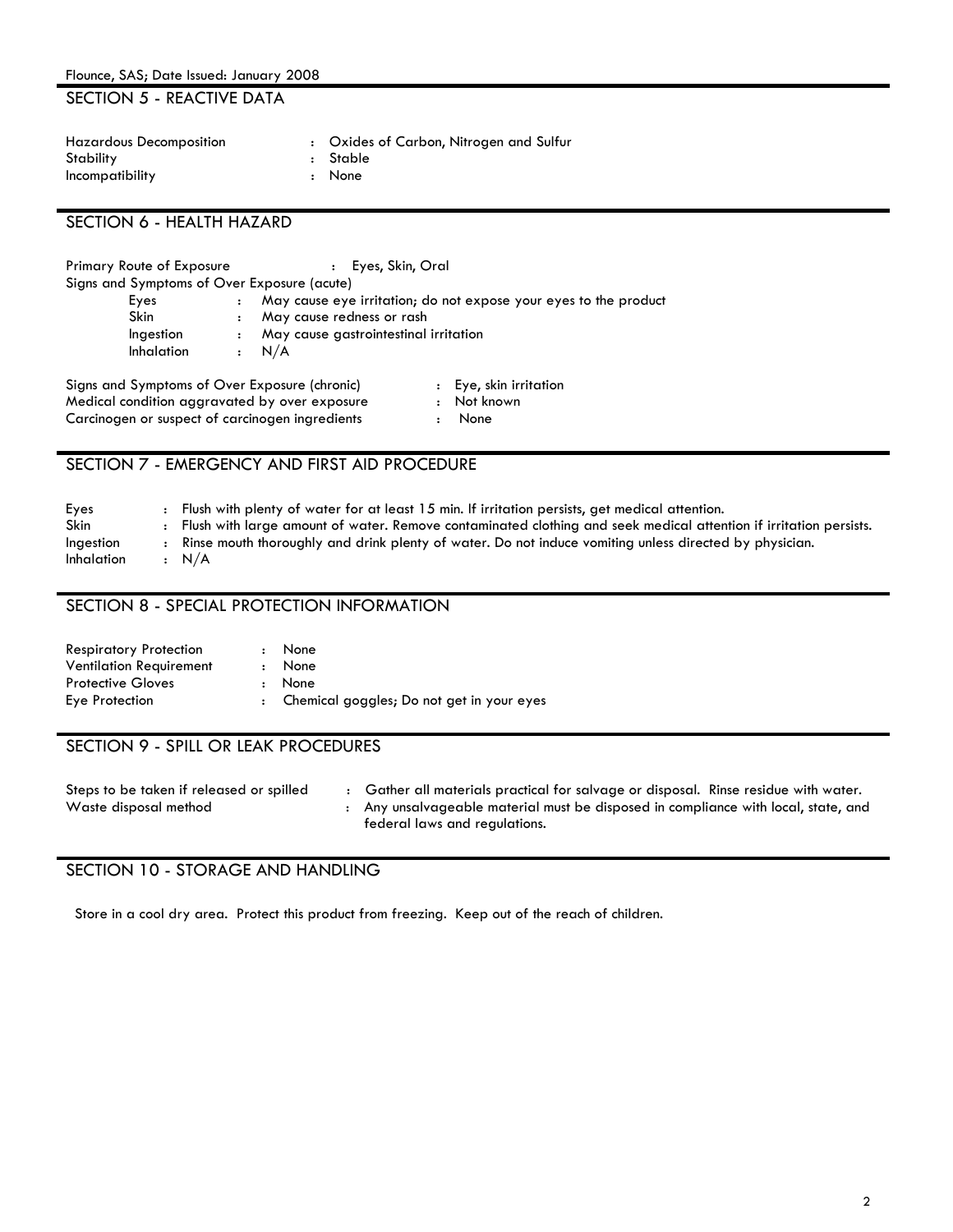## SECTION 5 - REACTIVE DATA

| | | |
|---|---|---|
| Hazardous Decomposition | : | Oxides of Carbon, Nitrogen and Sulfur |
| Stability | : | Stable |
| Incompatibility | : | None |

## SECTION 6 - HEALTH HAZARD

Primary Route of Exposure : Eyes, Skin, Oral

Signs and Symptoms of Over Exposure (acute)

| | | |
|---|---|---|
| Eyes | : | May cause eye irritation; do not expose your eyes to the product |
| Skin | : | May cause redness or rash |
| Ingestion | : | May cause gastrointestinal irritation |
| Inhalation | : | N/A |

| | | |
|---|---|---|
| Signs and Symptoms of Over Exposure (chronic) | : | Eye, skin irritation |
| Medical condition aggravated by over exposure | : | Not known |
| Carcinogen or suspect of carcinogen ingredients | : | None |

## SECTION 7 - EMERGENCY AND FIRST AID PROCEDURE

| | | |
|---|---|---|
| Eyes | : | Flush with plenty of water for at least 15 min. If irritation persists, get medical attention. |
| Skin | : | Flush with large amount of water. Remove contaminated clothing and seek medical attention if irritation persists. |
| Ingestion | : | Rinse mouth thoroughly and drink plenty of water. Do not induce vomiting unless directed by physician. |
| Inhalation | : | N/A |

## SECTION 8 - SPECIAL PROTECTION INFORMATION

| | | |
|---|---|---|
| Respiratory Protection | : | None |
| Ventilation Requirement | : | None |
| Protective Gloves | : | None |
| Eye Protection | : | Chemical goggles; Do not get in your eyes |

## SECTION 9 - SPILL OR LEAK PROCEDURES

| | | |
|---|---|---|
| Steps to be taken if released or spilled | : | Gather all materials practical for salvage or disposal. Rinse residue with water. |
| Waste disposal method | : | Any unsalvageable material must be disposed in compliance with local, state, and federal laws and regulations. |

## SECTION 10 - STORAGE AND HANDLING

Store in a cool dry area. Protect this product from freezing. Keep out of the reach of children.